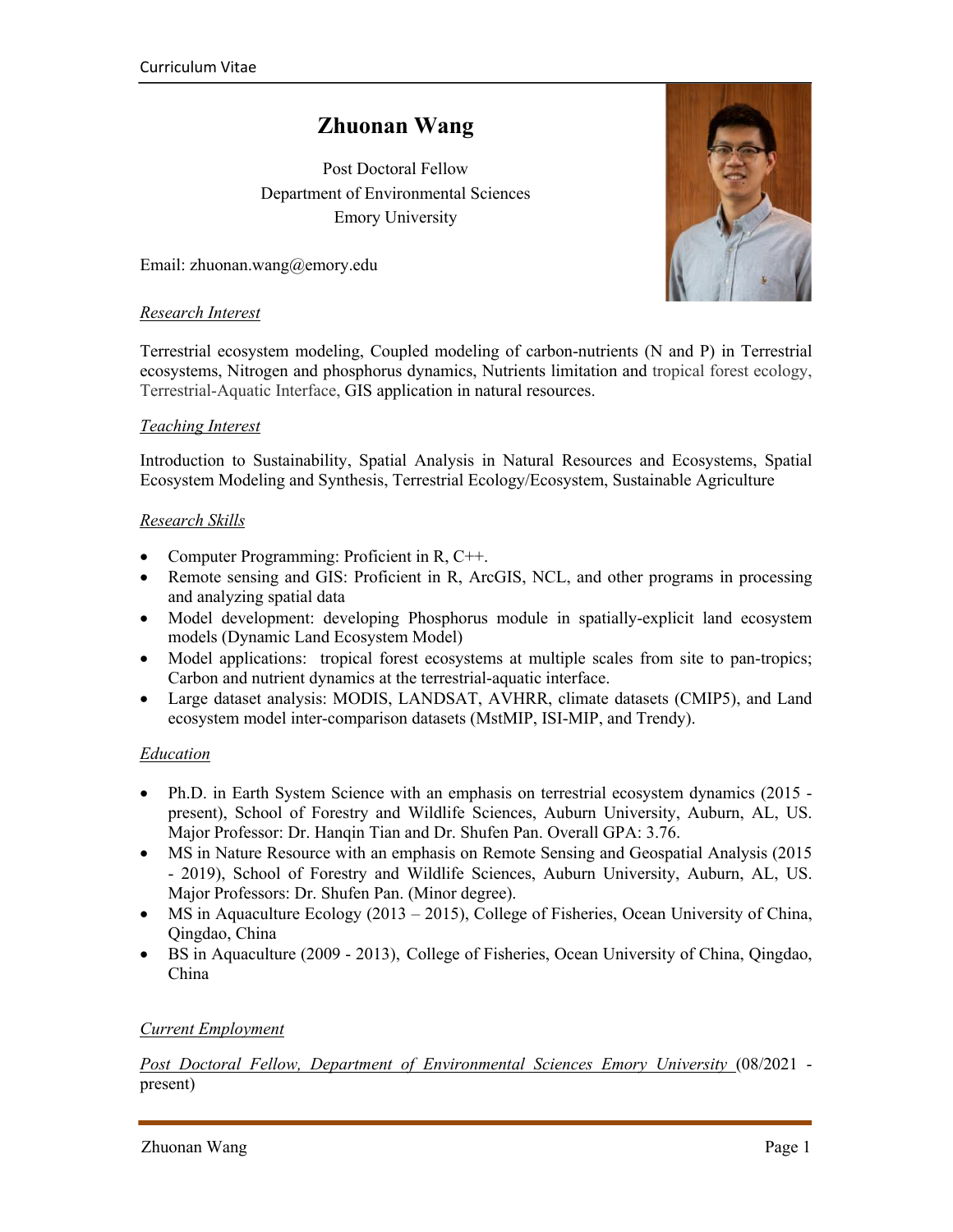# Zhuonan Wang

Post Doctoral Fellow
Department of Environmental Sciences
Emory University

Email: zhuonan.wang@emory.edu

## *Research Interest*

Terrestrial ecosystem modeling, Coupled modeling of carbon-nutrients (N and P) in Terrestrial ecosystems, Nitrogen and phosphorus dynamics, Nutrients limitation and tropical forest ecology, Terrestrial-Aquatic Interface, GIS application in natural resources.

## *Teaching Interest*

Introduction to Sustainability, Spatial Analysis in Natural Resources and Ecosystems, Spatial Ecosystem Modeling and Synthesis, Terrestrial Ecology/Ecosystem, Sustainable Agriculture

## *Research Skills*

- Computer Programming: Proficient in R, C++.
- Remote sensing and GIS: Proficient in R, ArcGIS, NCL, and other programs in processing and analyzing spatial data
- Model development: developing Phosphorus module in spatially-explicit land ecosystem models (Dynamic Land Ecosystem Model)
- Model applications: tropical forest ecosystems at multiple scales from site to pan-tropics; Carbon and nutrient dynamics at the terrestrial-aquatic interface.
- Large dataset analysis: MODIS, LANDSAT, AVHRR, climate datasets (CMIP5), and Land ecosystem model inter-comparison datasets (MstMIP, ISI-MIP, and Trendy).

## *Education*

- Ph.D. in Earth System Science with an emphasis on terrestrial ecosystem dynamics (2015 - present), School of Forestry and Wildlife Sciences, Auburn University, Auburn, AL, US. Major Professor: Dr. Hanqin Tian and Dr. Shufen Pan. Overall GPA: 3.76.
- MS in Nature Resource with an emphasis on Remote Sensing and Geospatial Analysis (2015 - 2019), School of Forestry and Wildlife Sciences, Auburn University, Auburn, AL, US. Major Professors: Dr. Shufen Pan. (Minor degree).
- MS in Aquaculture Ecology (2013 – 2015), College of Fisheries, Ocean University of China, Qingdao, China
- BS in Aquaculture (2009 - 2013), College of Fisheries, Ocean University of China, Qingdao, China

## *Current Employment*

*Post Doctoral Fellow, Department of Environmental Sciences Emory University* (08/2021 - present)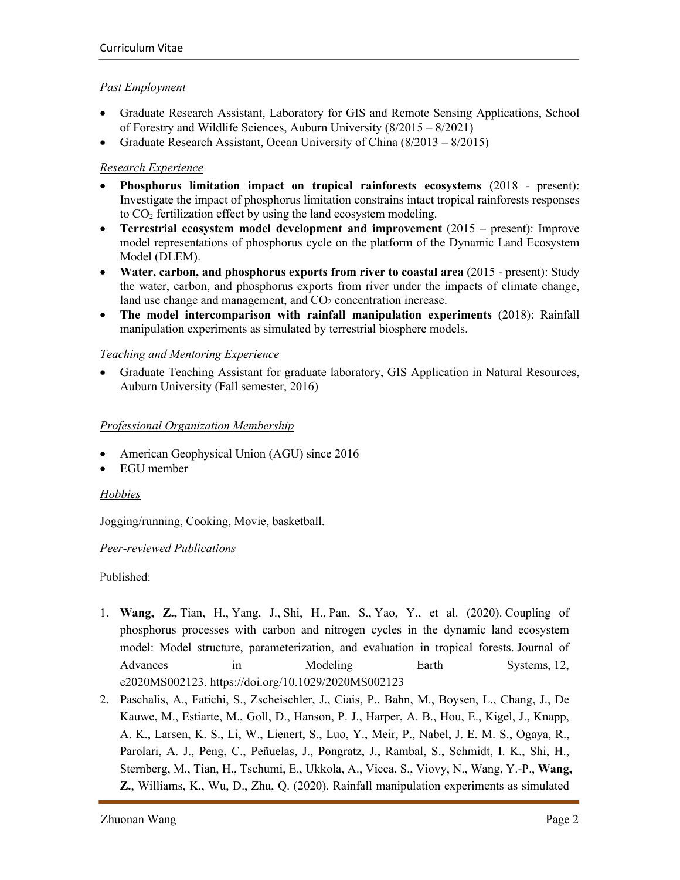*Past Employment*

- Graduate Research Assistant, Laboratory for GIS and Remote Sensing Applications, School of Forestry and Wildlife Sciences, Auburn University (8/2015 – 8/2021)
- Graduate Research Assistant, Ocean University of China (8/2013 – 8/2015)

*Research Experience*

- **Phosphorus limitation impact on tropical rainforests ecosystems** (2018 - present): Investigate the impact of phosphorus limitation constrains intact tropical rainforests responses to $CO_2$ fertilization effect by using the land ecosystem modeling.
- **Terrestrial ecosystem model development and improvement** (2015 – present): Improve model representations of phosphorus cycle on the platform of the Dynamic Land Ecosystem Model (DLEM).
- **Water, carbon, and phosphorus exports from river to coastal area** (2015 - present): Study the water, carbon, and phosphorus exports from river under the impacts of climate change, land use change and management, and $CO_2$ concentration increase.
- **The model intercomparison with rainfall manipulation experiments** (2018): Rainfall manipulation experiments as simulated by terrestrial biosphere models.

*Teaching and Mentoring Experience*

- Graduate Teaching Assistant for graduate laboratory, GIS Application in Natural Resources, Auburn University (Fall semester, 2016)

*Professional Organization Membership*

- American Geophysical Union (AGU) since 2016
- EGU member

*Hobbies*

Jogging/running, Cooking, Movie, basketball.

*Peer-reviewed Publications*

Published:

1. **Wang, Z.,** Tian, H., Yang, J., Shi, H., Pan, S., Yao, Y., et al. (2020). Coupling of phosphorus processes with carbon and nitrogen cycles in the dynamic land ecosystem model: Model structure, parameterization, and evaluation in tropical forests. Journal of Advances in Modeling Earth Systems, 12, e2020MS002123. https://doi.org/10.1029/2020MS002123
2. Paschalis, A., Fatichi, S., Zscheischler, J., Ciais, P., Bahn, M., Boysen, L., Chang, J., De Kauwe, M., Estiarte, M., Goll, D., Hanson, P. J., Harper, A. B., Hou, E., Kigel, J., Knapp, A. K., Larsen, K. S., Li, W., Lienert, S., Luo, Y., Meir, P., Nabel, J. E. M. S., Ogaya, R., Parolari, A. J., Peng, C., Peñuelas, J., Pongratz, J., Rambal, S., Schmidt, I. K., Shi, H., Sternberg, M., Tian, H., Tschumi, E., Ukkola, A., Vicca, S., Viovy, N., Wang, Y.-P., **Wang, Z.**, Williams, K., Wu, D., Zhu, Q. (2020). Rainfall manipulation experiments as simulated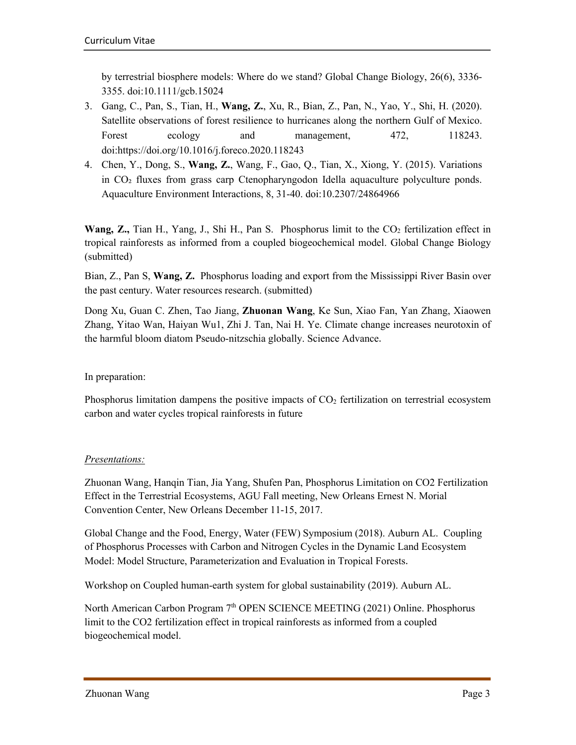by terrestrial biosphere models: Where do we stand? Global Change Biology, 26(6), 3336-3355. doi:10.1111/gcb.15024

3. Gang, C., Pan, S., Tian, H., **Wang, Z.**, Xu, R., Bian, Z., Pan, N., Yao, Y., Shi, H. (2020). Satellite observations of forest resilience to hurricanes along the northern Gulf of Mexico. Forest ecology and management, 472, 118243. doi:https://doi.org/10.1016/j.foreco.2020.118243
4. Chen, Y., Dong, S., **Wang, Z.**, Wang, F., Gao, Q., Tian, X., Xiong, Y. (2015). Variations in $CO_2$ fluxes from grass carp Ctenopharyngodon Idella aquaculture polyculture ponds. Aquaculture Environment Interactions, 8, 31-40. doi:10.2307/24864966

**Wang, Z.,** Tian H., Yang, J., Shi H., Pan S. Phosphorus limit to the $CO_2$ fertilization effect in tropical rainforests as informed from a coupled biogeochemical model. Global Change Biology (submitted)

Bian, Z., Pan S, **Wang, Z.** Phosphorus loading and export from the Mississippi River Basin over the past century. Water resources research. (submitted)

Dong Xu, Guan C. Zhen, Tao Jiang, **Zhuonan Wang**, Ke Sun, Xiao Fan, Yan Zhang, Xiaowen Zhang, Yitao Wan, Haiyan Wu1, Zhi J. Tan, Nai H. Ye. Climate change increases neurotoxin of the harmful bloom diatom Pseudo-nitzschia globally. Science Advance.

In preparation:

Phosphorus limitation dampens the positive impacts of $CO_2$ fertilization on terrestrial ecosystem carbon and water cycles tropical rainforests in future

*Presentations:*

Zhuonan Wang, Hanqin Tian, Jia Yang, Shufen Pan, Phosphorus Limitation on CO2 Fertilization Effect in the Terrestrial Ecosystems, AGU Fall meeting, New Orleans Ernest N. Morial Convention Center, New Orleans December 11-15, 2017.

Global Change and the Food, Energy, Water (FEW) Symposium (2018). Auburn AL. Coupling of Phosphorus Processes with Carbon and Nitrogen Cycles in the Dynamic Land Ecosystem Model: Model Structure, Parameterization and Evaluation in Tropical Forests.

Workshop on Coupled human-earth system for global sustainability (2019). Auburn AL.

North American Carbon Program 7th OPEN SCIENCE MEETING (2021) Online. Phosphorus limit to the CO2 fertilization effect in tropical rainforests as informed from a coupled biogeochemical model.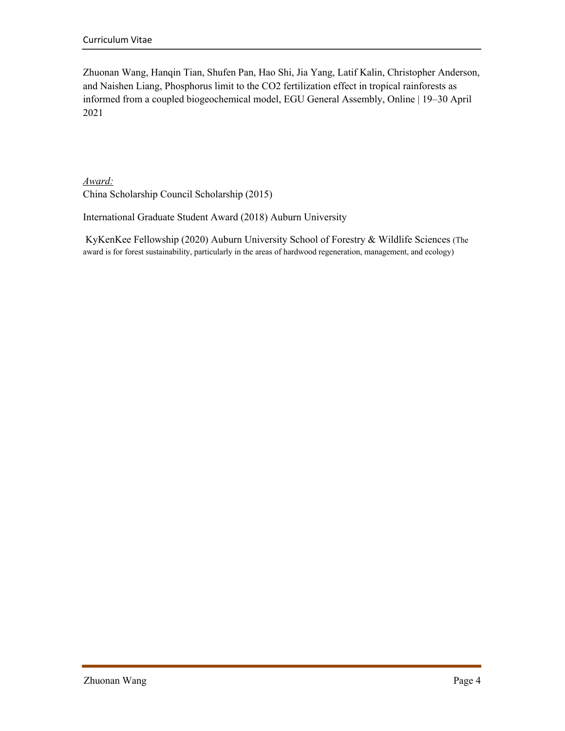Zhuonan Wang, Hanqin Tian, Shufen Pan, Hao Shi, Jia Yang, Latif Kalin, Christopher Anderson, and Naishen Liang, Phosphorus limit to the $CO_2$ fertilization effect in tropical rainforests as informed from a coupled biogeochemical model, EGU General Assembly, Online | 19–30 April 2021

*Award:*

China Scholarship Council Scholarship (2015)

International Graduate Student Award (2018) Auburn University

KyKenKee Fellowship (2020) Auburn University School of Forestry & Wildlife Sciences (The award is for forest sustainability, particularly in the areas of hardwood regeneration, management, and ecology)